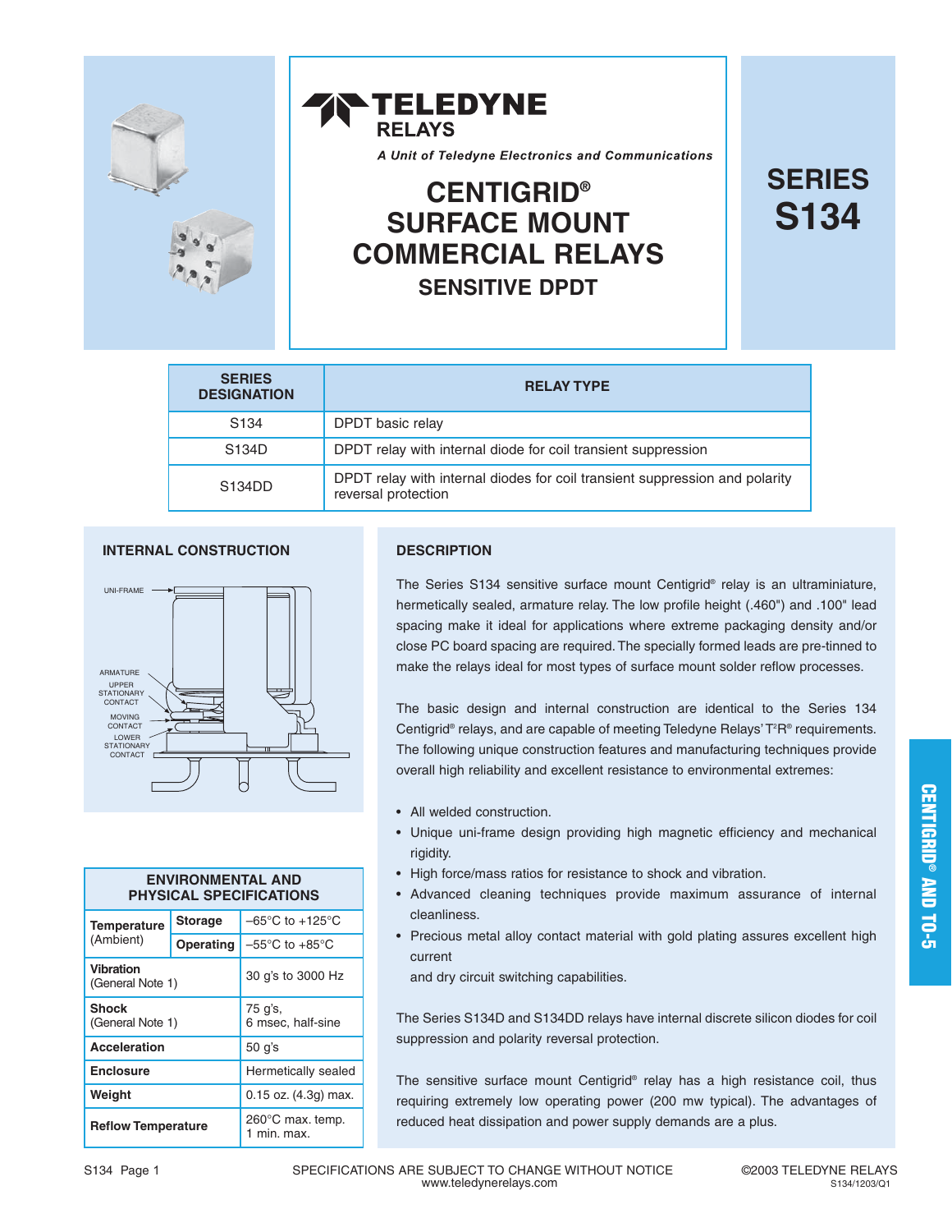TELEDYNE RELAYS

*A Unit of Teledyne Electronics and Communications*

# CENTIGRID® SURFACE MOUNT COMMERCIAL RELAYS

## SENSITIVE DPDT

# SERIES S134

| SERIES DESIGNATION | RELAY TYPE |
|---|---|
| S134 | DPDT basic relay |
| S134D | DPDT relay with internal diode for coil transient suppression |
| S134DD | DPDT relay with internal diodes for coil transient suppression and polarity reversal protection |

### INTERNAL CONSTRUCTION

UNI-FRAME

ARMATURE

UPPER STATIONARY CONTACT

MOVING CONTACT

LOWER STATIONARY CONTACT

### DESCRIPTION

The Series S134 sensitive surface mount Centigrid® relay is an ultraminiature, hermetically sealed, armature relay. The low profile height (.460") and .100" lead spacing make it ideal for applications where extreme packaging density and/or close PC board spacing are required. The specially formed leads are pre-tinned to make the relays ideal for most types of surface mount solder reflow processes.

The basic design and internal construction are identical to the Series 134 Centigrid® relays, and are capable of meeting Teledyne Relays' T²R® requirements. The following unique construction features and manufacturing techniques provide overall high reliability and excellent resistance to environmental extremes:

- All welded construction.
- Unique uni-frame design providing high magnetic efficiency and mechanical rigidity.
- High force/mass ratios for resistance to shock and vibration.
- Advanced cleaning techniques provide maximum assurance of internal cleanliness.
- Precious metal alloy contact material with gold plating assures excellent high current
  and dry circuit switching capabilities.

The Series S134D and S134DD relays have internal discrete silicon diodes for coil suppression and polarity reversal protection.

The sensitive surface mount Centigrid® relay has a high resistance coil, thus requiring extremely low operating power (200 mw typical). The advantages of reduced heat dissipation and power supply demands are a plus.

### ENVIRONMENTAL AND PHYSICAL SPECIFICATIONS

| | | |
|---|---|---|
| **Temperature** (Ambient) | **Storage** | –65°C to +125°C |
| | **Operating** | –55°C to +85°C |
| **Vibration** (General Note 1) | | 30 g's to 3000 Hz |
| **Shock** (General Note 1) | | 75 g's, 6 msec, half-sine |
| **Acceleration** | | 50 g's |
| **Enclosure** | | Hermetically sealed |
| **Weight** | | 0.15 oz. (4.3g) max. |
| **Reflow Temperature** | | 260°C max. temp. 1 min. max. |

CENTIGRID® AND TO-5

SPECIFICATIONS ARE SUBJECT TO CHANGE WITHOUT NOTICE
www.teledynerelays.com

©2003 TELEDYNE RELAYS
S134/1203/Q1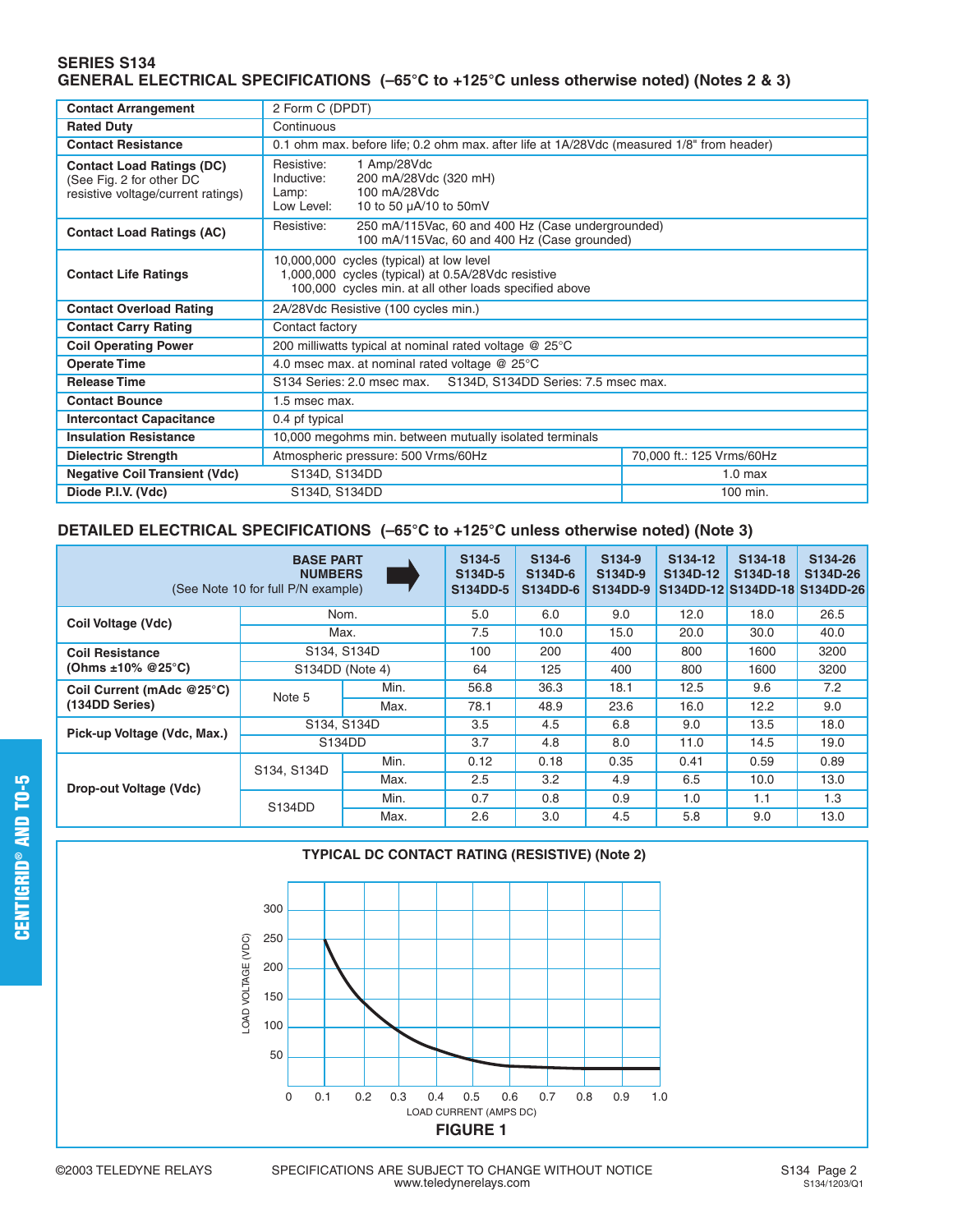## SERIES S134
## GENERAL ELECTRICAL SPECIFICATIONS (–65°C to +125°C unless otherwise noted) (Notes 2 & 3)

| | | |
|---|---|---|
| **Contact Arrangement** | 2 Form C (DPDT) | |
| **Rated Duty** | Continuous | |
| **Contact Resistance** | 0.1 ohm max. before life; 0.2 ohm max. after life at 1A/28Vdc (measured 1/8" from header) | |
| **Contact Load Ratings (DC)** (See Fig. 2 for other DC resistive voltage/current ratings) | Resistive: 1 Amp/28Vdc<br>Inductive: 200 mA/28Vdc (320 mH)<br>Lamp: 100 mA/28Vdc<br>Low Level: 10 to 50 µA/10 to 50mV | |
| **Contact Load Ratings (AC)** | Resistive: 250 mA/115Vac, 60 and 400 Hz (Case undergrounded)<br>100 mA/115Vac, 60 and 400 Hz (Case grounded) | |
| **Contact Life Ratings** | 10,000,000 cycles (typical) at low level<br>1,000,000 cycles (typical) at 0.5A/28Vdc resistive<br>100,000 cycles min. at all other loads specified above | |
| **Contact Overload Rating** | 2A/28Vdc Resistive (100 cycles min.) | |
| **Contact Carry Rating** | Contact factory | |
| **Coil Operating Power** | 200 milliwatts typical at nominal rated voltage @ 25°C | |
| **Operate Time** | 4.0 msec max. at nominal rated voltage @ 25°C | |
| **Release Time** | S134 Series: 2.0 msec max. S134D, S134DD Series: 7.5 msec max. | |
| **Contact Bounce** | 1.5 msec max. | |
| **Intercontact Capacitance** | 0.4 pf typical | |
| **Insulation Resistance** | 10,000 megohms min. between mutually isolated terminals | |
| **Dielectric Strength** | Atmospheric pressure: 500 Vrms/60Hz | 70,000 ft.: 125 Vrms/60Hz |
| **Negative Coil Transient (Vdc)** | S134D, S134DD | 1.0 max |
| **Diode P.I.V. (Vdc)** | S134D, S134DD | 100 min. |

## DETAILED ELECTRICAL SPECIFICATIONS (–65°C to +125°C unless otherwise noted) (Note 3)

| **BASE PART NUMBERS** (See Note 10 for full P/N example) | | | **S134-5 S134D-5 S134DD-5** | **S134-6 S134D-6 S134DD-6** | **S134-9 S134D-9 S134DD-9** | **S134-12 S134D-12 S134DD-12** | **S134-18 S134D-18 S134DD-18** | **S134-26 S134D-26 S134DD-26** |
|---|---|---|---|---|---|---|---|---|
| **Coil Voltage (Vdc)** | Nom. | | 5.0 | 6.0 | 9.0 | 12.0 | 18.0 | 26.5 |
| | Max. | | 7.5 | 10.0 | 15.0 | 20.0 | 30.0 | 40.0 |
| **Coil Resistance (Ohms ±10% @25°C)** | S134, S134D | | 100 | 200 | 400 | 800 | 1600 | 3200 |
| | S134DD (Note 4) | | 64 | 125 | 400 | 800 | 1600 | 3200 |
| **Coil Current (mAdc @25°C) (134DD Series)** | Note 5 | Min. | 56.8 | 36.3 | 18.1 | 12.5 | 9.6 | 7.2 |
| | | Max. | 78.1 | 48.9 | 23.6 | 16.0 | 12.2 | 9.0 |
| **Pick-up Voltage (Vdc, Max.)** | S134, S134D | | 3.5 | 4.5 | 6.8 | 9.0 | 13.5 | 18.0 |
| | S134DD | | 3.7 | 4.8 | 8.0 | 11.0 | 14.5 | 19.0 |
| **Drop-out Voltage (Vdc)** | S134, S134D | Min. | 0.12 | 0.18 | 0.35 | 0.41 | 0.59 | 0.89 |
| | | Max. | 2.5 | 3.2 | 4.9 | 6.5 | 10.0 | 13.0 |
| | S134DD | Min. | 0.7 | 0.8 | 0.9 | 1.0 | 1.1 | 1.3 |
| | | Max. | 2.6 | 3.0 | 4.5 | 5.8 | 9.0 | 13.0 |

**TYPICAL DC CONTACT RATING (RESISTIVE) (Note 2)**

**FIGURE 1**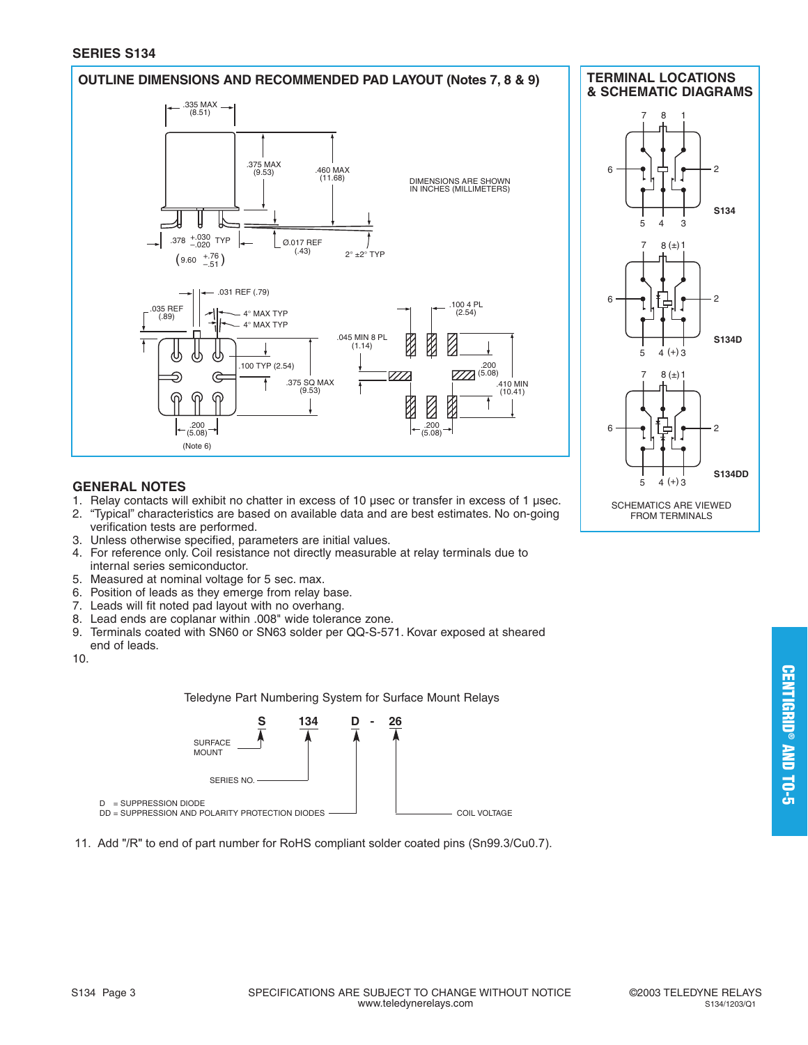## SERIES S134

### OUTLINE DIMENSIONS AND RECOMMENDED PAD LAYOUT (Notes 7, 8 & 9)

.335 MAX (8.51)

.375 MAX (9.53)

.460 MAX (11.68)

DIMENSIONS ARE SHOWN IN INCHES (MILLIMETERS)

.378 $^{+.030}_{-.020}$ TYP ($9.60$ $^{+.76}_{-.51}$)

Ø.017 REF (.43)

2° ±2° TYP

.031 REF (.79)

.035 REF (.89)

4° MAX TYP

4° MAX TYP

.100 TYP (2.54)

.375 SQ MAX (9.53)

.200 (5.08)

(Note 6)

.045 MIN 8 PL (1.14)

.100 4 PL (2.54)

.200 (5.08)

.410 MIN (10.41)

.200 (5.08)

### TERMINAL LOCATIONS & SCHEMATIC DIAGRAMS

S134: 7, 8, 1, 6, 2, 5, 4, 3

S134D: 7, 8 (±) 1, 6, 2, 5, 4 (+) 3

S134DD: 7, 8 (±) 1, 6, 2, 5, 4 (+) 3

SCHEMATICS ARE VIEWED FROM TERMINALS

## GENERAL NOTES

1. Relay contacts will exhibit no chatter in excess of 10 µsec or transfer in excess of 1 µsec.
2. "Typical" characteristics are based on available data and are best estimates. No on-going verification tests are performed.
3. Unless otherwise specified, parameters are initial values.
4. For reference only. Coil resistance not directly measurable at relay terminals due to internal series semiconductor.
5. Measured at nominal voltage for 5 sec. max.
6. Position of leads as they emerge from relay base.
7. Leads will fit noted pad layout with no overhang.
8. Lead ends are coplanar within .008" wide tolerance zone.
9. Terminals coated with SN60 or SN63 solder per QQ-S-571. Kovar exposed at sheared end of leads.
10.

Teledyne Part Numbering System for Surface Mount Relays

**S 134 D - 26**

- S: SURFACE MOUNT
- 134: SERIES NO.
- D = SUPPRESSION DIODE; DD = SUPPRESSION AND POLARITY PROTECTION DIODES
- 26: COIL VOLTAGE

11. Add "/R" to end of part number for RoHS compliant solder coated pins (Sn99.3/Cu0.7).

CENTIGRID® AND TO-5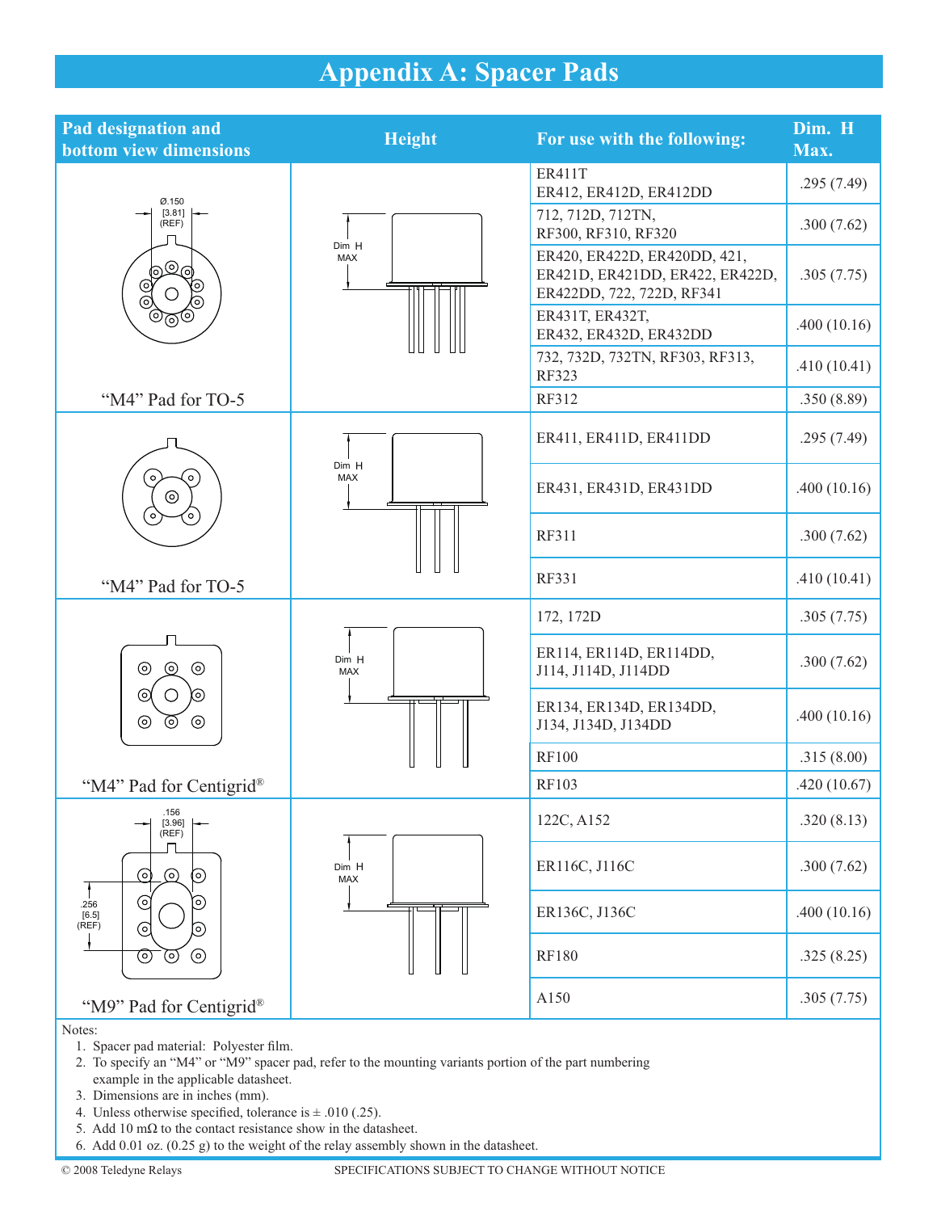# Appendix A: Spacer Pads

| Pad designation and bottom view dimensions | Height | For use with the following: | Dim. H Max. |
|---|---|---|---|
| "M4" Pad for TO-5 (Ø.150 [3.81] (REF)) | Dim H MAX | ER411T<br>ER412, ER412D, ER412DD | .295 (7.49) |
| | | 712, 712D, 712TN,<br>RF300, RF310, RF320 | .300 (7.62) |
| | | ER420, ER422D, ER420DD, 421,<br>ER421D, ER421DD, ER422, ER422D,<br>ER422DD, 722, 722D, RF341 | .305 (7.75) |
| | | ER431T, ER432T,<br>ER432, ER432D, ER432DD | .400 (10.16) |
| | | 732, 732D, 732TN, RF303, RF313,<br>RF323 | .410 (10.41) |
| | | RF312 | .350 (8.89) |
| "M4" Pad for TO-5 | Dim H MAX | ER411, ER411D, ER411DD | .295 (7.49) |
| | | ER431, ER431D, ER431DD | .400 (10.16) |
| | | RF311 | .300 (7.62) |
| | | RF331 | .410 (10.41) |
| "M4" Pad for Centigrid® | Dim H MAX | 172, 172D | .305 (7.75) |
| | | ER114, ER114D, ER114DD,<br>J114, J114D, J114DD | .300 (7.62) |
| | | ER134, ER134D, ER134DD,<br>J134, J134D, J134DD | .400 (10.16) |
| | | RF100 | .315 (8.00) |
| | | RF103 | .420 (10.67) |
| "M9" Pad for Centigrid® (.156 [3.96] (REF); .256 [6.5] (REF)) | Dim H MAX | 122C, A152 | .320 (8.13) |
| | | ER116C, J116C | .300 (7.62) |
| | | ER136C, J136C | .400 (10.16) |
| | | RF180 | .325 (8.25) |
| | | A150 | .305 (7.75) |

Notes:

1. Spacer pad material: Polyester film.
2. To specify an "M4" or "M9" spacer pad, refer to the mounting variants portion of the part numbering example in the applicable datasheet.
3. Dimensions are in inches (mm).
4. Unless otherwise specified, tolerance is ± .010 (.25).
5. Add 10 mΩ to the contact resistance show in the datasheet.
6. Add 0.01 oz. (0.25 g) to the weight of the relay assembly shown in the datasheet.

© 2008 Teledyne Relays SPECIFICATIONS SUBJECT TO CHANGE WITHOUT NOTICE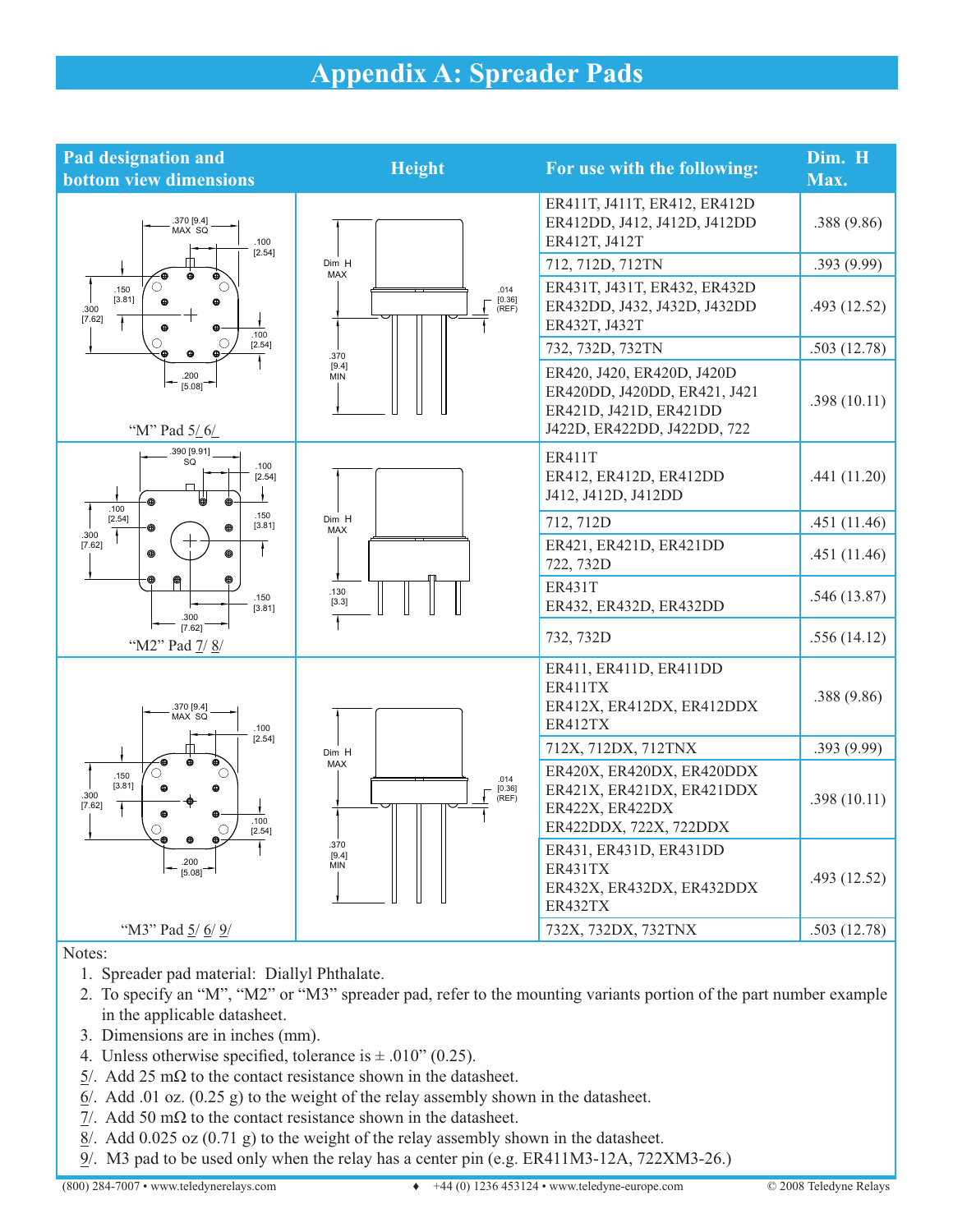# Appendix A: Spreader Pads

| Pad designation and bottom view dimensions | Height | For use with the following: | Dim. H Max. |
|---|---|---|---|
| "M" Pad 5/ 6/ | | ER411T, J411T, ER412, ER412D ER412DD, J412, J412D, J412DD ER412T, J412T | .388 (9.86) |
| | | 712, 712D, 712TN | .393 (9.99) |
| | | ER431T, J431T, ER432, ER432D ER432DD, J432, J432D, J432DD ER432T, J432T | .493 (12.52) |
| | | 732, 732D, 732TN | .503 (12.78) |
| | | ER420, J420, ER420D, J420D ER420DD, J420DD, ER421, J421 ER421D, J421D, ER421DD J422D, ER422DD, J422DD, 722 | .398 (10.11) |
| "M2" Pad 7/ 8/ | | ER411T ER412, ER412D, ER412DD J412, J412D, J412DD | .441 (11.20) |
| | | 712, 712D | .451 (11.46) |
| | | ER421, ER421D, ER421DD 722, 732D | .451 (11.46) |
| | | ER431T ER432, ER432D, ER432DD | .546 (13.87) |
| | | 732, 732D | .556 (14.12) |
| "M3" Pad 5/ 6/ 9/ | | ER411, ER411D, ER411DD ER411TX ER412X, ER412DX, ER412DDX ER412TX | .388 (9.86) |
| | | 712X, 712DX, 712TNX | .393 (9.99) |
| | | ER420X, ER420DX, ER420DDX ER421X, ER421DX, ER421DDX ER422X, ER422DX ER422DDX, 722X, 722DDX | .398 (10.11) |
| | | ER431, ER431D, ER431DD ER431TX ER432X, ER432DX, ER432DDX ER432TX | .493 (12.52) |
| | | 732X, 732DX, 732TNX | .503 (12.78) |

Notes:

1. Spreader pad material: Diallyl Phthalate.
2. To specify an "M", "M2" or "M3" spreader pad, refer to the mounting variants portion of the part number example in the applicable datasheet.
3. Dimensions are in inches (mm).
4. Unless otherwise specified, tolerance is ± .010" (0.25).

5/. Add 25 mΩ to the contact resistance shown in the datasheet.
6/. Add .01 oz. (0.25 g) to the weight of the relay assembly shown in the datasheet.
7/. Add 50 mΩ to the contact resistance shown in the datasheet.
8/. Add 0.025 oz (0.71 g) to the weight of the relay assembly shown in the datasheet.
9/. M3 pad to be used only when the relay has a center pin (e.g. ER411M3-12A, 722XM3-26.)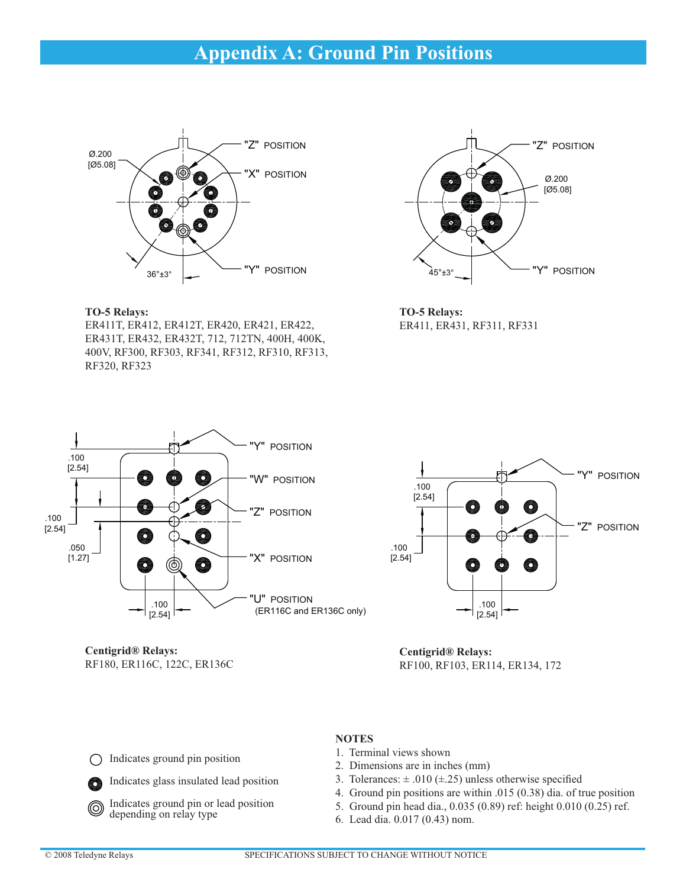# Appendix A: Ground Pin Positions

"Z" POSITION

Ø.200
[Ø5.08]

"X" POSITION

"Y" POSITION

36°±3°

**TO-5 Relays:**
ER411T, ER412, ER412T, ER420, ER421, ER422, ER431T, ER432, ER432T, 712, 712TN, 400H, 400K, 400V, RF300, RF303, RF341, RF312, RF310, RF313, RF320, RF323

"Z" POSITION

Ø.200
[Ø5.08]

"Y" POSITION

45°±3°

**TO-5 Relays:**
ER411, ER431, RF311, RF331

"Y" POSITION

.100
[2.54]

"W" POSITION

"Z" POSITION

.100
[2.54]

.050
[1.27]

"X" POSITION

"U" POSITION
(ER116C and ER136C only)

.100
[2.54]

**Centigrid® Relays:**
RF180, ER116C, 122C, ER136C

"Y" POSITION

.100
[2.54]

"Z" POSITION

.100
[2.54]

.100
[2.54]

**Centigrid® Relays:**
RF100, RF103, ER114, 172

- ○ Indicates ground pin position
- ● Indicates glass insulated lead position
- ◎ Indicates ground pin or lead position depending on relay type

**NOTES**

1. Terminal views shown
2. Dimensions are in inches (mm)
3. Tolerances: ± .010 (±.25) unless otherwise specified
4. Ground pin positions are within .015 (0.38) dia. of true position
5. Ground pin head dia., 0.035 (0.89) ref: height 0.010 (0.25) ref.
6. Lead dia. 0.017 (0.43) nom.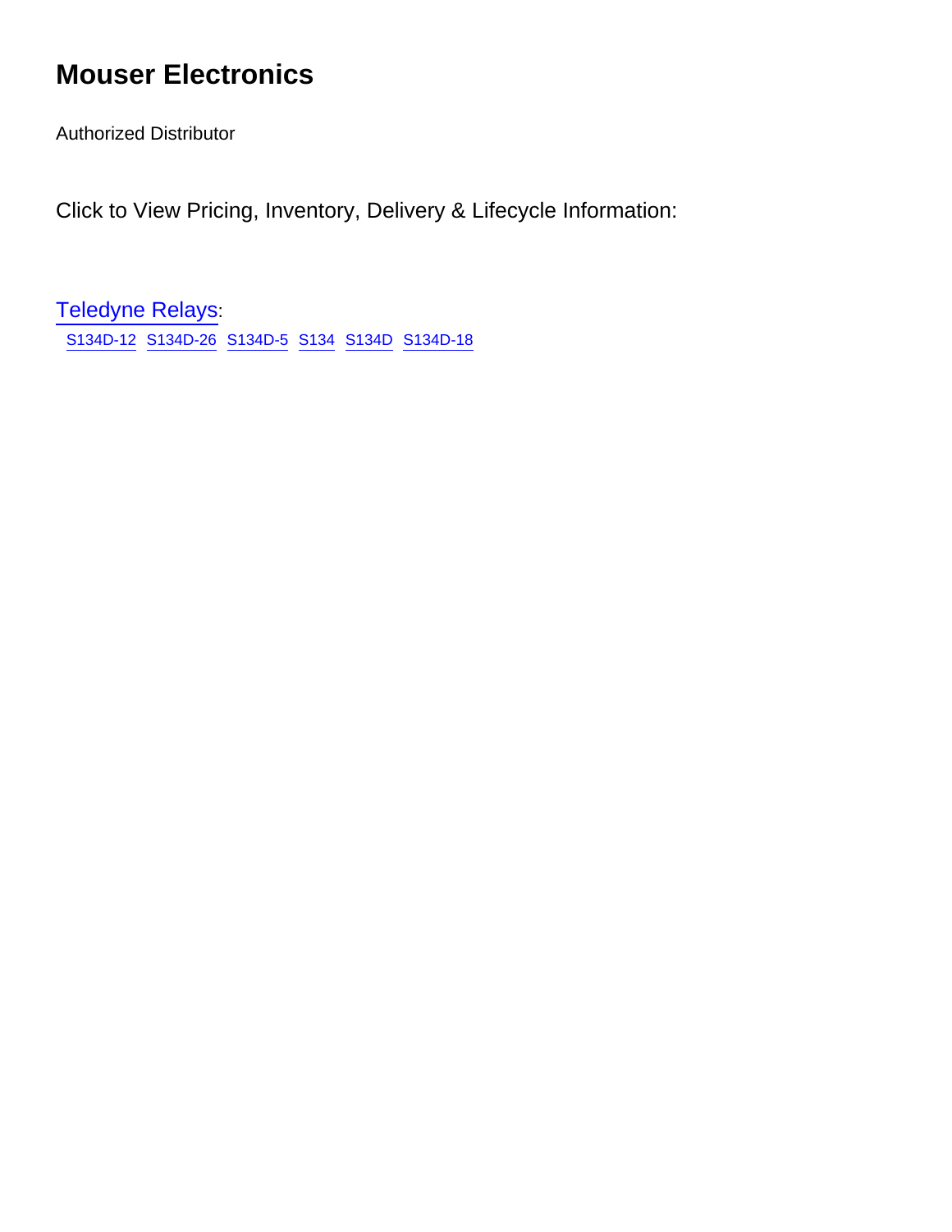# Mouser Electronics

Authorized Distributor

Click to View Pricing, Inventory, Delivery & Lifecycle Information:

Teledyne Relays:

S134D-12 S134D-26 S134D-5 S134 S134D S134D-18